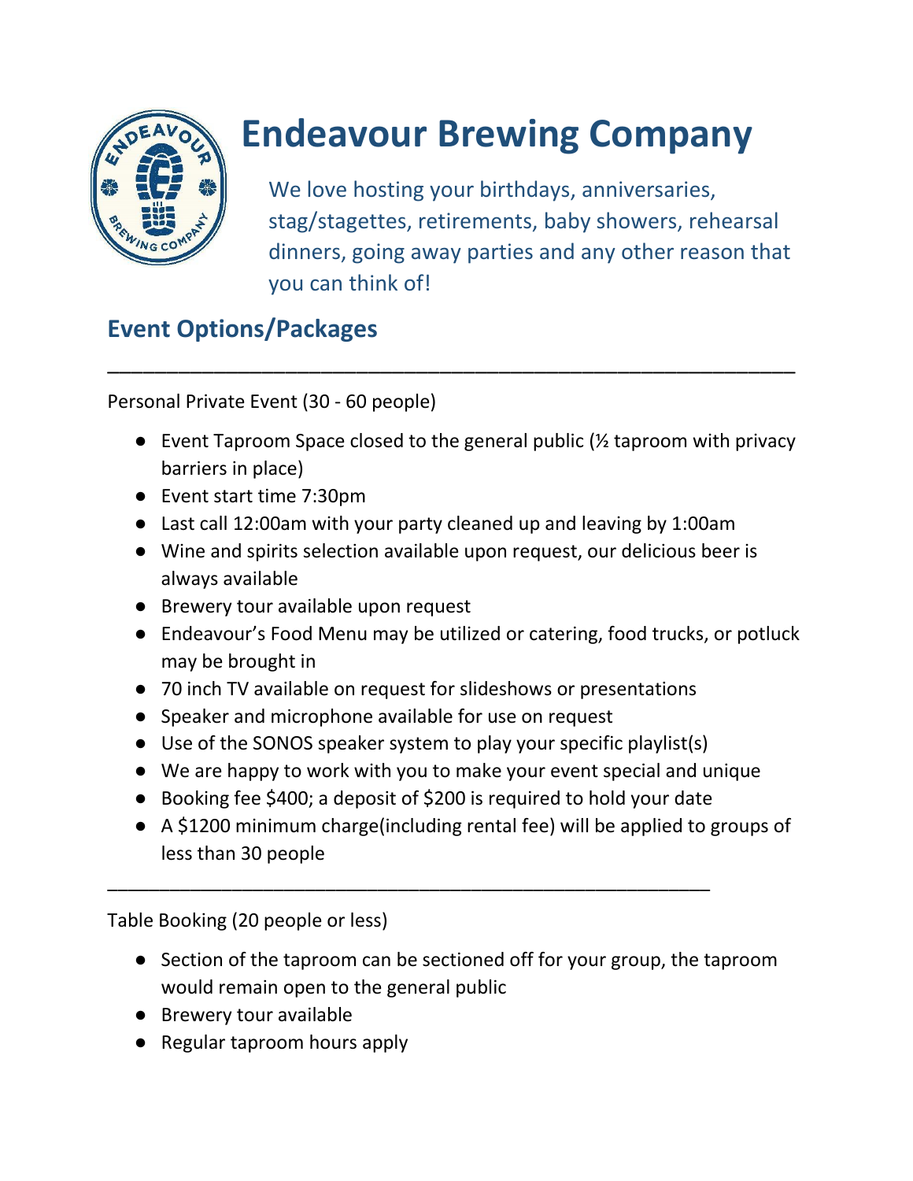# Endeavour Brewing Company

We love hosting your birthdays, anniversaries, stag/stagettes, retirements, baby showers, rehearsal dinners, going away parties and any other reason that you can think of!

## Event Options/Packages

---

Personal Private Event (30 - 60 people)

- Event Taproom Space closed to the general public (½ taproom with privacy barriers in place)
- Event start time 7:30pm
- Last call 12:00am with your party cleaned up and leaving by 1:00am
- Wine and spirits selection available upon request, our delicious beer is always available
- Brewery tour available upon request
- Endeavour's Food Menu may be utilized or catering, food trucks, or potluck may be brought in
- 70 inch TV available on request for slideshows or presentations
- Speaker and microphone available for use on request
- Use of the SONOS speaker system to play your specific playlist(s)
- We are happy to work with you to make your event special and unique
- Booking fee $400; a deposit of $200 is required to hold your date
- A $1200 minimum charge(including rental fee) will be applied to groups of less than 30 people

---

Table Booking (20 people or less)

- Section of the taproom can be sectioned off for your group, the taproom would remain open to the general public
- Brewery tour available
- Regular taproom hours apply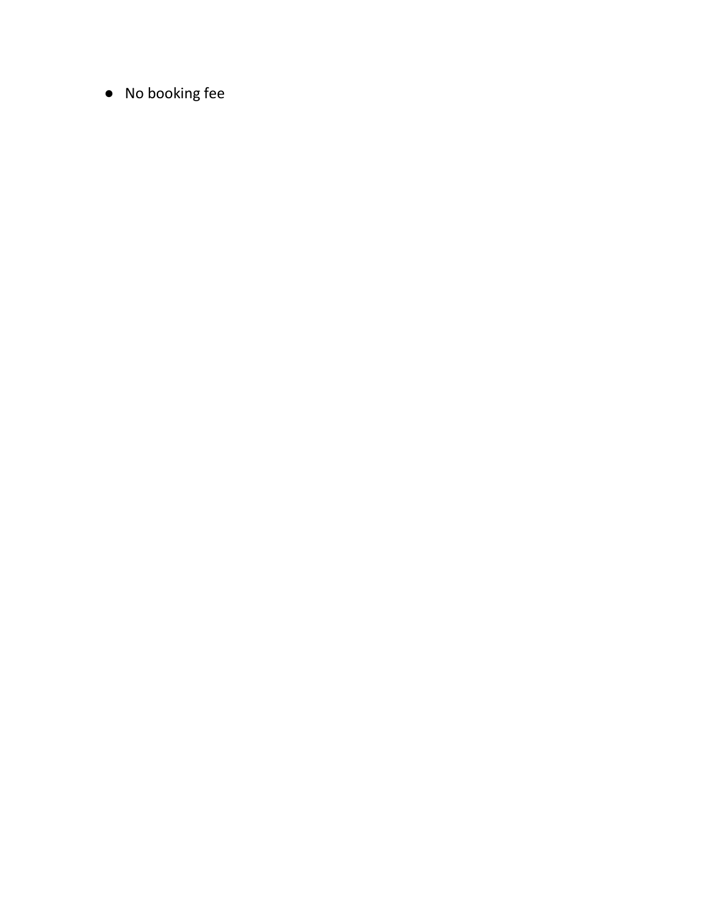- No booking fee